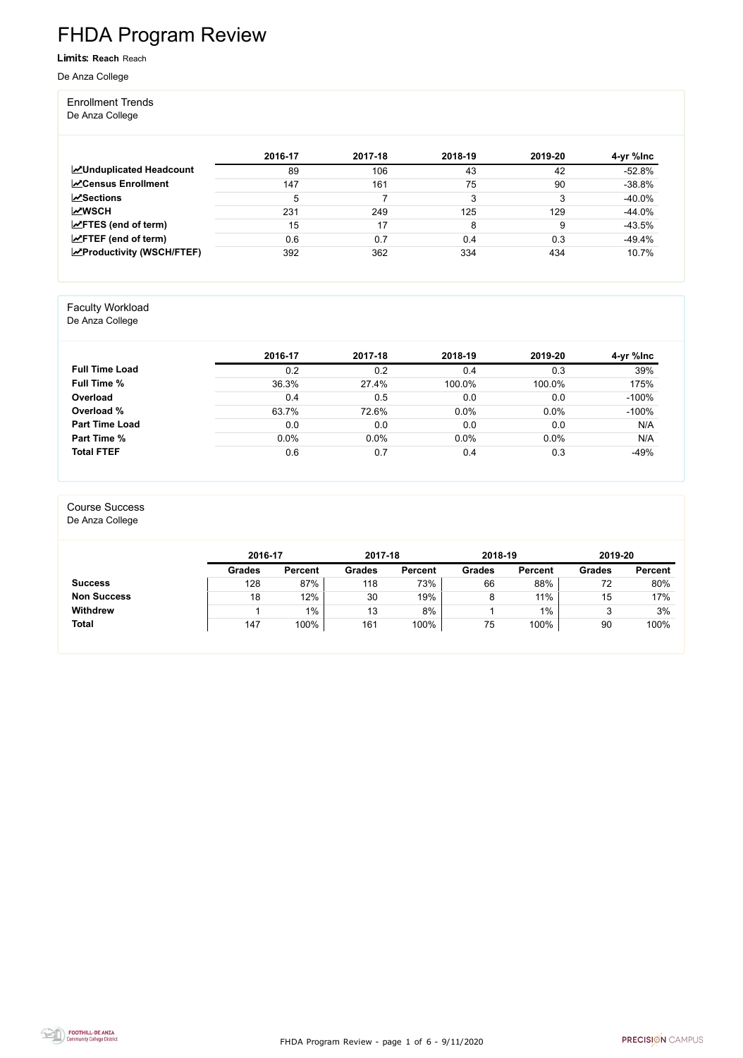# FHDA Program Review

**Limits:** **Reach** Reach

De Anza College

## Enrollment Trends

De Anza College

| | 2016-17 | 2017-18 | 2018-19 | 2019-20 | 4-yr %Inc |
|---|---|---|---|---|---|
| **Unduplicated Headcount** | 89 | 106 | 43 | 42 | -52.8% |
| **Census Enrollment** | 147 | 161 | 75 | 90 | -38.8% |
| **Sections** | 5 | 7 | 3 | 3 | -40.0% |
| **WSCH** | 231 | 249 | 125 | 129 | -44.0% |
| **FTES (end of term)** | 15 | 17 | 8 | 9 | -43.5% |
| **FTEF (end of term)** | 0.6 | 0.7 | 0.4 | 0.3 | -49.4% |
| **Productivity (WSCH/FTEF)** | 392 | 362 | 334 | 434 | 10.7% |

## Faculty Workload

De Anza College

| | 2016-17 | 2017-18 | 2018-19 | 2019-20 | 4-yr %Inc |
|---|---|---|---|---|---|
| **Full Time Load** | 0.2 | 0.2 | 0.4 | 0.3 | 39% |
| **Full Time %** | 36.3% | 27.4% | 100.0% | 100.0% | 175% |
| **Overload** | 0.4 | 0.5 | 0.0 | 0.0 | -100% |
| **Overload %** | 63.7% | 72.6% | 0.0% | 0.0% | -100% |
| **Part Time Load** | 0.0 | 0.0 | 0.0 | 0.0 | N/A |
| **Part Time %** | 0.0% | 0.0% | 0.0% | 0.0% | N/A |
| **Total FTEF** | 0.6 | 0.7 | 0.4 | 0.3 | -49% |

## Course Success

De Anza College

| | 2016-17 | | 2017-18 | | 2018-19 | | 2019-20 | |
|---|---|---|---|---|---|---|---|---|
| | Grades | Percent | Grades | Percent | Grades | Percent | Grades | Percent |
| **Success** | 128 | 87% | 118 | 73% | 66 | 88% | 72 | 80% |
| **Non Success** | 18 | 12% | 30 | 19% | 8 | 11% | 15 | 17% |
| **Withdrew** | 1 | 1% | 13 | 8% | 1 | 1% | 3 | 3% |
| **Total** | 147 | 100% | 161 | 100% | 75 | 100% | 90 | 100% |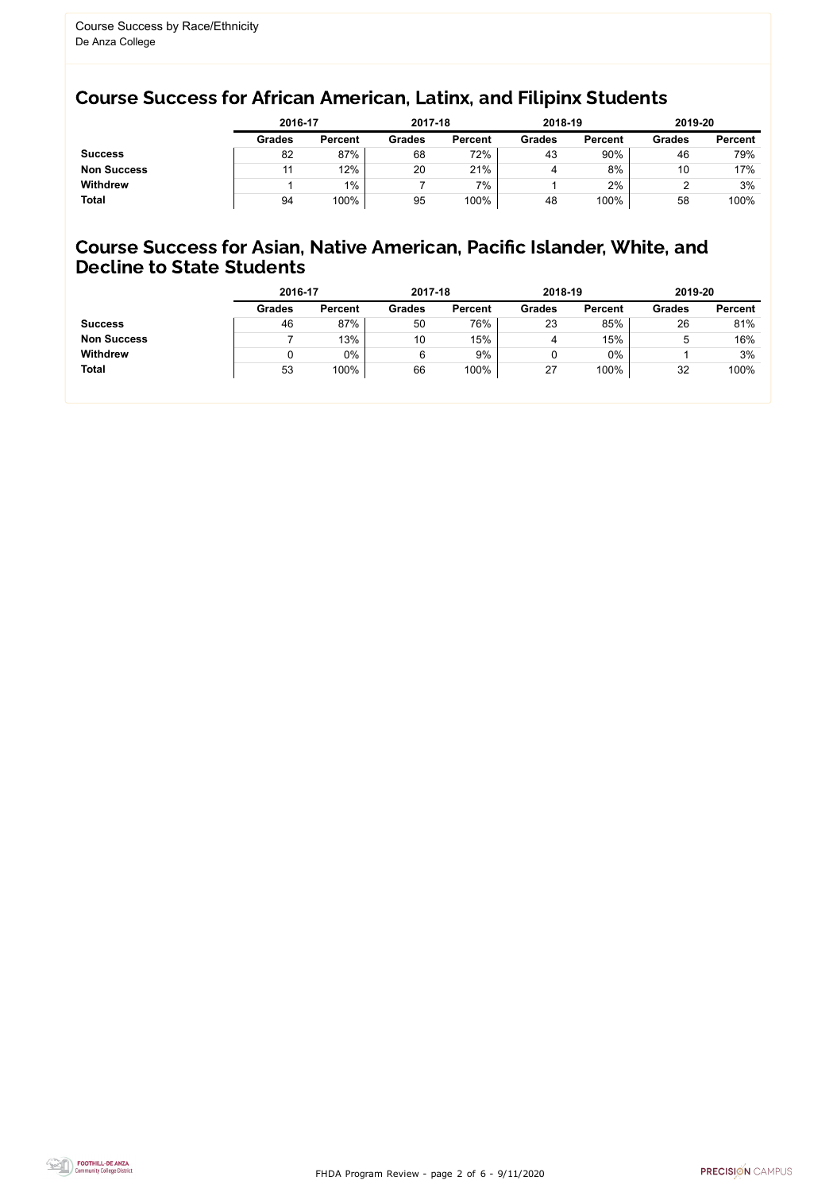Course Success by Race/Ethnicity
De Anza College

## Course Success for African American, Latinx, and Filipinx Students

| | 2016-17 | | 2017-18 | | 2018-19 | | 2019-20 | |
|---|---|---|---|---|---|---|---|---|
| | Grades | Percent | Grades | Percent | Grades | Percent | Grades | Percent |
| **Success** | 82 | 87% | 68 | 72% | 43 | 90% | 46 | 79% |
| **Non Success** | 11 | 12% | 20 | 21% | 4 | 8% | 10 | 17% |
| **Withdrew** | 1 | 1% | 7 | 7% | 1 | 2% | 2 | 3% |
| **Total** | 94 | 100% | 95 | 100% | 48 | 100% | 58 | 100% |

## Course Success for Asian, Native American, Pacific Islander, White, and Decline to State Students

| | 2016-17 | | 2017-18 | | 2018-19 | | 2019-20 | |
|---|---|---|---|---|---|---|---|---|
| | Grades | Percent | Grades | Percent | Grades | Percent | Grades | Percent |
| **Success** | 46 | 87% | 50 | 76% | 23 | 85% | 26 | 81% |
| **Non Success** | 7 | 13% | 10 | 15% | 4 | 15% | 5 | 16% |
| **Withdrew** | 0 | 0% | 6 | 9% | 0 | 0% | 1 | 3% |
| **Total** | 53 | 100% | 66 | 100% | 27 | 100% | 32 | 100% |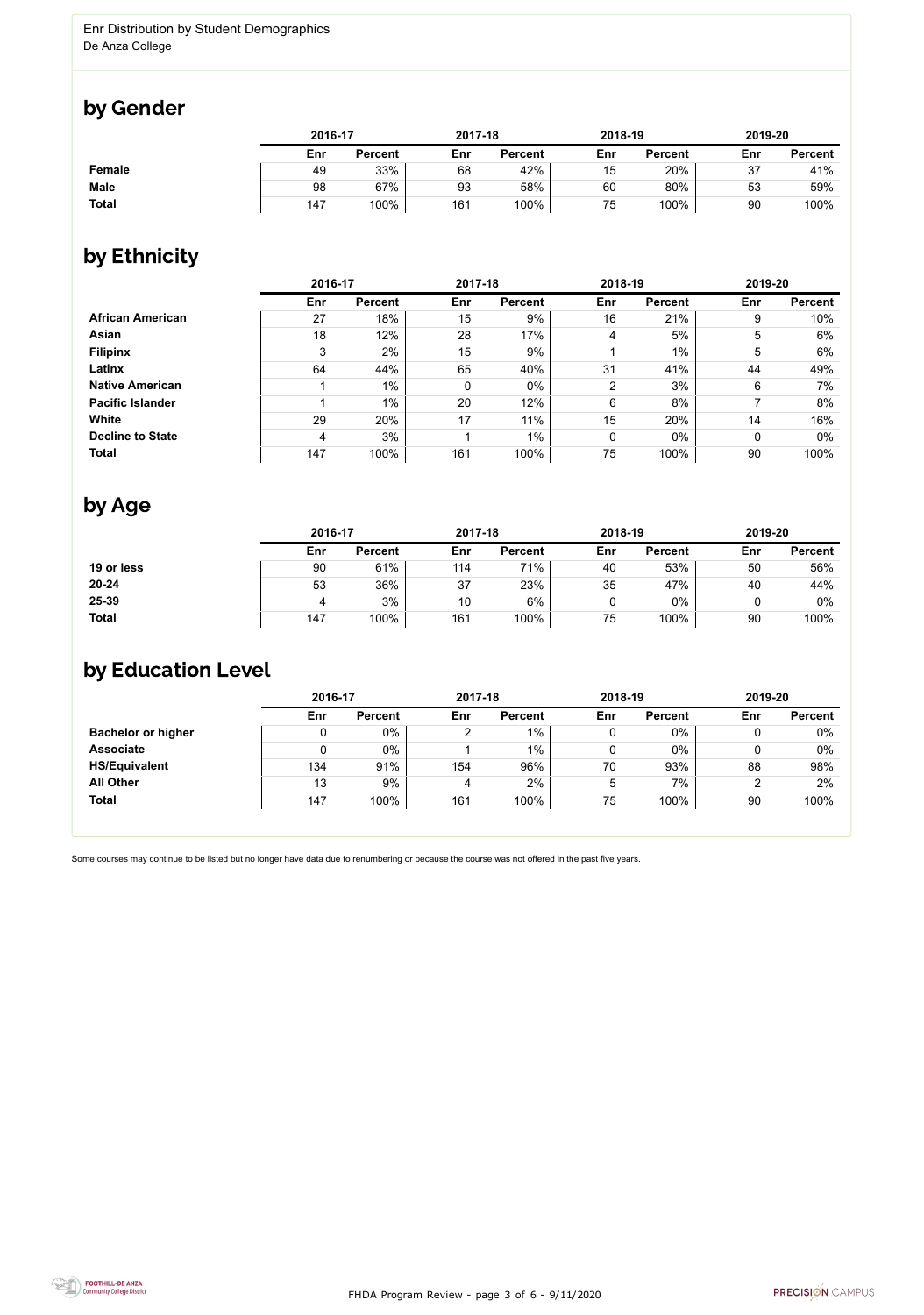Enr Distribution by Student Demographics
De Anza College

## by Gender

| | 2016-17 | | 2017-18 | | 2018-19 | | 2019-20 | |
|---|---|---|---|---|---|---|---|---|
| | Enr | Percent | Enr | Percent | Enr | Percent | Enr | Percent |
| **Female** | 49 | 33% | 68 | 42% | 15 | 20% | 37 | 41% |
| **Male** | 98 | 67% | 93 | 58% | 60 | 80% | 53 | 59% |
| **Total** | 147 | 100% | 161 | 100% | 75 | 100% | 90 | 100% |

## by Ethnicity

| | 2016-17 | | 2017-18 | | 2018-19 | | 2019-20 | |
|---|---|---|---|---|---|---|---|---|
| | Enr | Percent | Enr | Percent | Enr | Percent | Enr | Percent |
| **African American** | 27 | 18% | 15 | 9% | 16 | 21% | 9 | 10% |
| **Asian** | 18 | 12% | 28 | 17% | 4 | 5% | 5 | 6% |
| **Filipinx** | 3 | 2% | 15 | 9% | 1 | 1% | 5 | 6% |
| **Latinx** | 64 | 44% | 65 | 40% | 31 | 41% | 44 | 49% |
| **Native American** | 1 | 1% | 0 | 0% | 2 | 3% | 6 | 7% |
| **Pacific Islander** | 1 | 1% | 20 | 12% | 6 | 8% | 7 | 8% |
| **White** | 29 | 20% | 17 | 11% | 15 | 20% | 14 | 16% |
| **Decline to State** | 4 | 3% | 1 | 1% | 0 | 0% | 0 | 0% |
| **Total** | 147 | 100% | 161 | 100% | 75 | 100% | 90 | 100% |

## by Age

| | 2016-17 | | 2017-18 | | 2018-19 | | 2019-20 | |
|---|---|---|---|---|---|---|---|---|
| | Enr | Percent | Enr | Percent | Enr | Percent | Enr | Percent |
| **19 or less** | 90 | 61% | 114 | 71% | 40 | 53% | 50 | 56% |
| **20-24** | 53 | 36% | 37 | 23% | 35 | 47% | 40 | 44% |
| **25-39** | 4 | 3% | 10 | 6% | 0 | 0% | 0 | 0% |
| **Total** | 147 | 100% | 161 | 100% | 75 | 100% | 90 | 100% |

## by Education Level

| | 2016-17 | | 2017-18 | | 2018-19 | | 2019-20 | |
|---|---|---|---|---|---|---|---|---|
| | Enr | Percent | Enr | Percent | Enr | Percent | Enr | Percent |
| **Bachelor or higher** | 0 | 0% | 2 | 1% | 0 | 0% | 0 | 0% |
| **Associate** | 0 | 0% | 1 | 1% | 0 | 0% | 0 | 0% |
| **HS/Equivalent** | 134 | 91% | 154 | 96% | 70 | 93% | 88 | 98% |
| **All Other** | 13 | 9% | 4 | 2% | 5 | 7% | 2 | 2% |
| **Total** | 147 | 100% | 161 | 100% | 75 | 100% | 90 | 100% |

Some courses may continue to be listed but no longer have data due to renumbering or because the course was not offered in the past five years.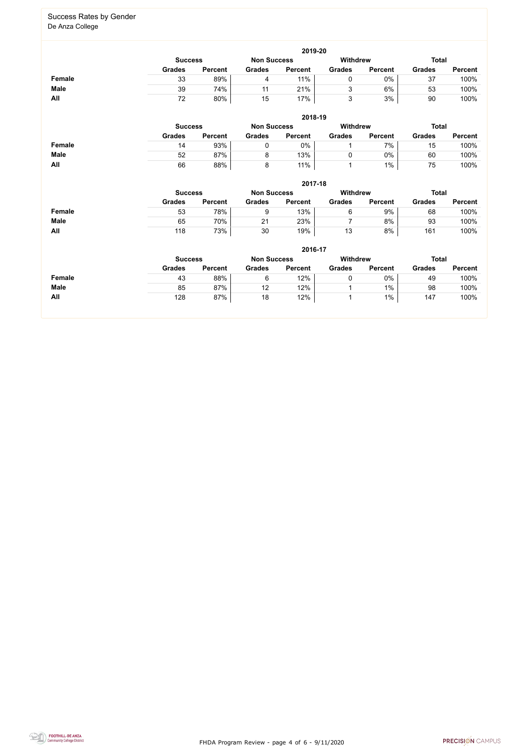## Success Rates by Gender

De Anza College

| 2019-20 | Success | | Non Success | | Withdrew | | Total | |
|---|---|---|---|---|---|---|---|---|
| | Grades | Percent | Grades | Percent | Grades | Percent | Grades | Percent |
| **Female** | 33 | 89% | 4 | 11% | 0 | 0% | 37 | 100% |
| **Male** | 39 | 74% | 11 | 21% | 3 | 6% | 53 | 100% |
| **All** | 72 | 80% | 15 | 17% | 3 | 3% | 90 | 100% |

| 2018-19 | Success | | Non Success | | Withdrew | | Total | |
|---|---|---|---|---|---|---|---|---|
| | Grades | Percent | Grades | Percent | Grades | Percent | Grades | Percent |
| **Female** | 14 | 93% | 0 | 0% | 1 | 7% | 15 | 100% |
| **Male** | 52 | 87% | 8 | 13% | 0 | 0% | 60 | 100% |
| **All** | 66 | 88% | 8 | 11% | 1 | 1% | 75 | 100% |

| 2017-18 | Success | | Non Success | | Withdrew | | Total | |
|---|---|---|---|---|---|---|---|---|
| | Grades | Percent | Grades | Percent | Grades | Percent | Grades | Percent |
| **Female** | 53 | 78% | 9 | 13% | 6 | 9% | 68 | 100% |
| **Male** | 65 | 70% | 21 | 23% | 7 | 8% | 93 | 100% |
| **All** | 118 | 73% | 30 | 19% | 13 | 8% | 161 | 100% |

| 2016-17 | Success | | Non Success | | Withdrew | | Total | |
|---|---|---|---|---|---|---|---|---|
| | Grades | Percent | Grades | Percent | Grades | Percent | Grades | Percent |
| **Female** | 43 | 88% | 6 | 12% | 0 | 0% | 49 | 100% |
| **Male** | 85 | 87% | 12 | 12% | 1 | 1% | 98 | 100% |
| **All** | 128 | 87% | 18 | 12% | 1 | 1% | 147 | 100% |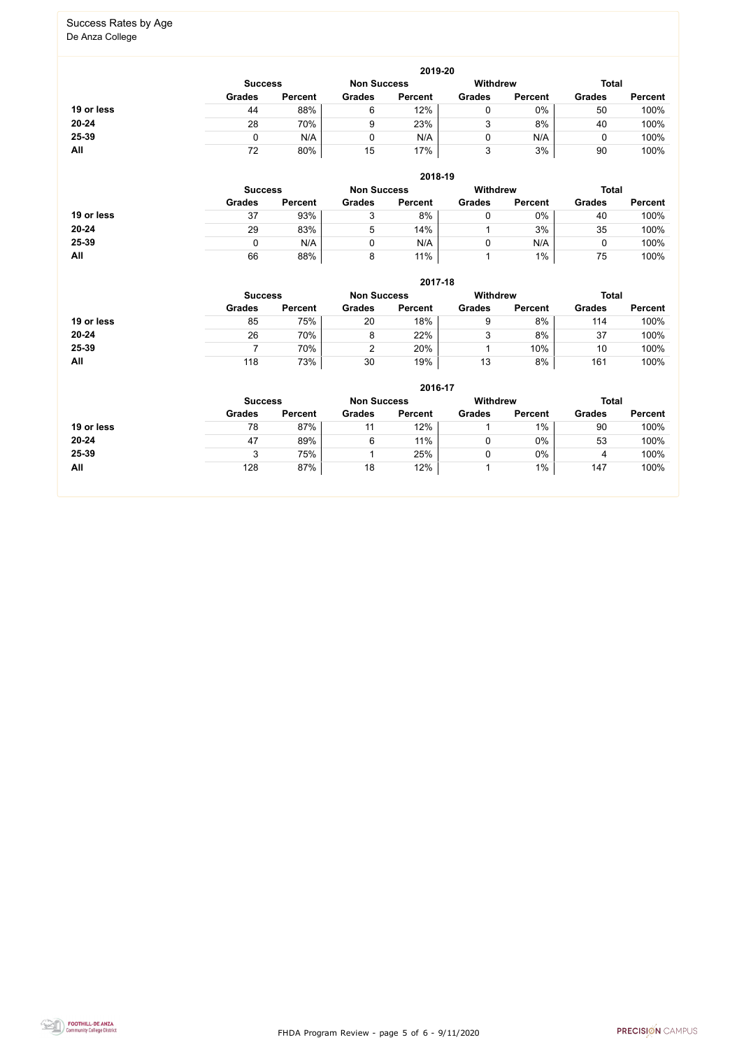## Success Rates by Age

De Anza College

| | 2019-20 | | | | | | | |
|---|---|---|---|---|---|---|---|---|
| | Success | | Non Success | | Withdrew | | Total | |
| | Grades | Percent | Grades | Percent | Grades | Percent | Grades | Percent |
| **19 or less** | 44 | 88% | 6 | 12% | 0 | 0% | 50 | 100% |
| **20-24** | 28 | 70% | 9 | 23% | 3 | 8% | 40 | 100% |
| **25-39** | 0 | N/A | 0 | N/A | 0 | N/A | 0 | 100% |
| **All** | 72 | 80% | 15 | 17% | 3 | 3% | 90 | 100% |

| | 2018-19 | | | | | | | |
|---|---|---|---|---|---|---|---|---|
| | Success | | Non Success | | Withdrew | | Total | |
| | Grades | Percent | Grades | Percent | Grades | Percent | Grades | Percent |
| **19 or less** | 37 | 93% | 3 | 8% | 0 | 0% | 40 | 100% |
| **20-24** | 29 | 83% | 5 | 14% | 1 | 3% | 35 | 100% |
| **25-39** | 0 | N/A | 0 | N/A | 0 | N/A | 0 | 100% |
| **All** | 66 | 88% | 8 | 11% | 1 | 1% | 75 | 100% |

| | 2017-18 | | | | | | | |
|---|---|---|---|---|---|---|---|---|
| | Success | | Non Success | | Withdrew | | Total | |
| | Grades | Percent | Grades | Percent | Grades | Percent | Grades | Percent |
| **19 or less** | 85 | 75% | 20 | 18% | 9 | 8% | 114 | 100% |
| **20-24** | 26 | 70% | 8 | 22% | 3 | 8% | 37 | 100% |
| **25-39** | 7 | 70% | 2 | 20% | 1 | 10% | 10 | 100% |
| **All** | 118 | 73% | 30 | 19% | 13 | 8% | 161 | 100% |

| | 2016-17 | | | | | | | |
|---|---|---|---|---|---|---|---|---|
| | Success | | Non Success | | Withdrew | | Total | |
| | Grades | Percent | Grades | Percent | Grades | Percent | Grades | Percent |
| **19 or less** | 78 | 87% | 11 | 12% | 1 | 1% | 90 | 100% |
| **20-24** | 47 | 89% | 6 | 11% | 0 | 0% | 53 | 100% |
| **25-39** | 3 | 75% | 1 | 25% | 0 | 0% | 4 | 100% |
| **All** | 128 | 87% | 18 | 12% | 1 | 1% | 147 | 100% |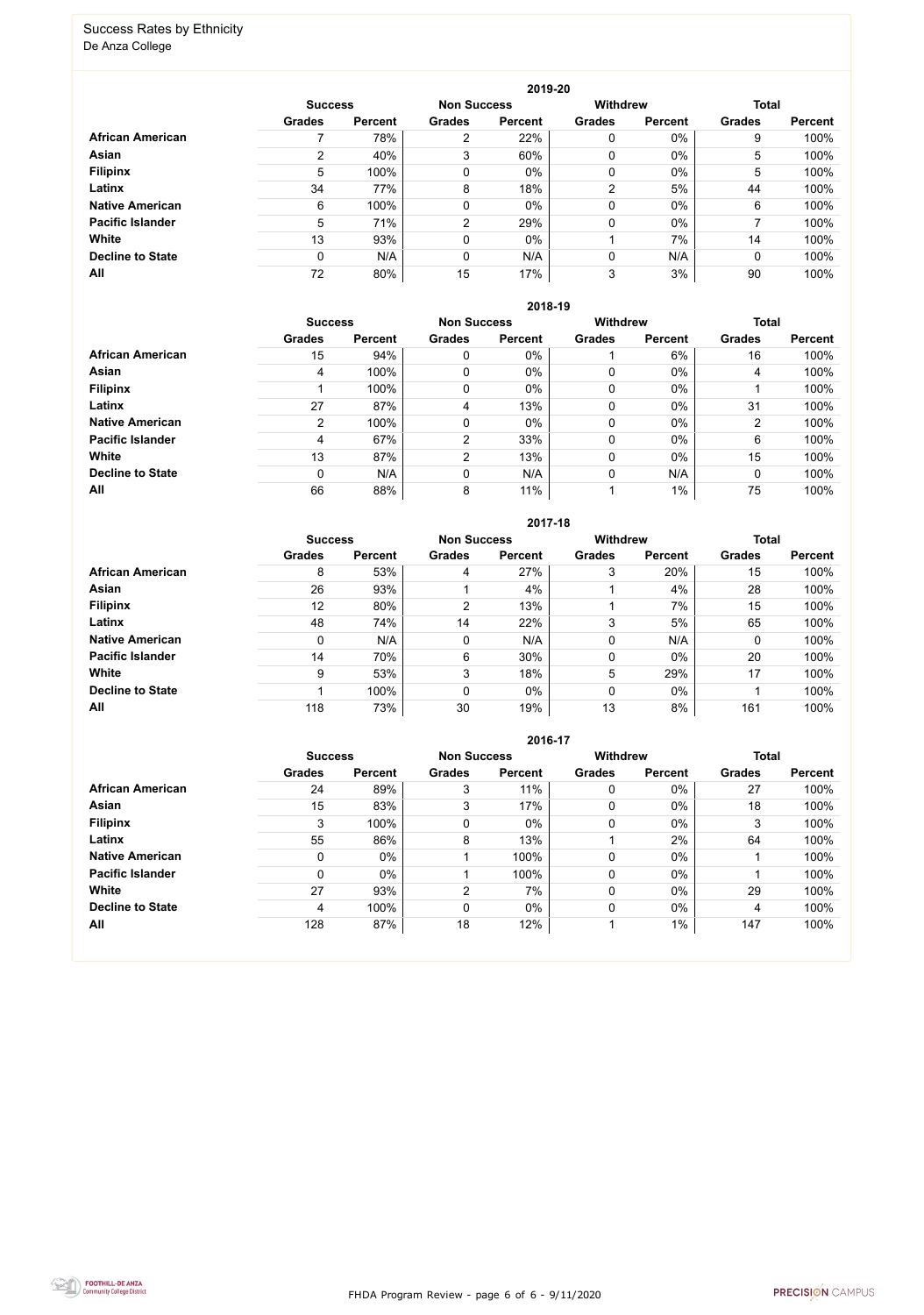# Success Rates by Ethnicity

De Anza College

## 2019-20

| | Success | | Non Success | | Withdrew | | Total | |
|---|---|---|---|---|---|---|---|---|
| | Grades | Percent | Grades | Percent | Grades | Percent | Grades | Percent |
| **African American** | 7 | 78% | 2 | 22% | 0 | 0% | 9 | 100% |
| **Asian** | 2 | 40% | 3 | 60% | 0 | 0% | 5 | 100% |
| **Filipinx** | 5 | 100% | 0 | 0% | 0 | 0% | 5 | 100% |
| **Latinx** | 34 | 77% | 8 | 18% | 2 | 5% | 44 | 100% |
| **Native American** | 6 | 100% | 0 | 0% | 0 | 0% | 6 | 100% |
| **Pacific Islander** | 5 | 71% | 2 | 29% | 0 | 0% | 7 | 100% |
| **White** | 13 | 93% | 0 | 0% | 1 | 7% | 14 | 100% |
| **Decline to State** | 0 | N/A | 0 | N/A | 0 | N/A | 0 | 100% |
| **All** | 72 | 80% | 15 | 17% | 3 | 3% | 90 | 100% |

## 2018-19

| | Success | | Non Success | | Withdrew | | Total | |
|---|---|---|---|---|---|---|---|---|
| | Grades | Percent | Grades | Percent | Grades | Percent | Grades | Percent |
| **African American** | 15 | 94% | 0 | 0% | 1 | 6% | 16 | 100% |
| **Asian** | 4 | 100% | 0 | 0% | 0 | 0% | 4 | 100% |
| **Filipinx** | 1 | 100% | 0 | 0% | 0 | 0% | 1 | 100% |
| **Latinx** | 27 | 87% | 4 | 13% | 0 | 0% | 31 | 100% |
| **Native American** | 2 | 100% | 0 | 0% | 0 | 0% | 2 | 100% |
| **Pacific Islander** | 4 | 67% | 2 | 33% | 0 | 0% | 6 | 100% |
| **White** | 13 | 87% | 2 | 13% | 0 | 0% | 15 | 100% |
| **Decline to State** | 0 | N/A | 0 | N/A | 0 | N/A | 0 | 100% |
| **All** | 66 | 88% | 8 | 11% | 1 | 1% | 75 | 100% |

## 2017-18

| | Success | | Non Success | | Withdrew | | Total | |
|---|---|---|---|---|---|---|---|---|
| | Grades | Percent | Grades | Percent | Grades | Percent | Grades | Percent |
| **African American** | 8 | 53% | 4 | 27% | 3 | 20% | 15 | 100% |
| **Asian** | 26 | 93% | 1 | 4% | 1 | 4% | 28 | 100% |
| **Filipinx** | 12 | 80% | 2 | 13% | 1 | 7% | 15 | 100% |
| **Latinx** | 48 | 74% | 14 | 22% | 3 | 5% | 65 | 100% |
| **Native American** | 0 | N/A | 0 | N/A | 0 | N/A | 0 | 100% |
| **Pacific Islander** | 14 | 70% | 6 | 30% | 0 | 0% | 20 | 100% |
| **White** | 9 | 53% | 3 | 18% | 5 | 29% | 17 | 100% |
| **Decline to State** | 1 | 100% | 0 | 0% | 0 | 0% | 1 | 100% |
| **All** | 118 | 73% | 30 | 19% | 13 | 8% | 161 | 100% |

## 2016-17

| | Success | | Non Success | | Withdrew | | Total | |
|---|---|---|---|---|---|---|---|---|
| | Grades | Percent | Grades | Percent | Grades | Percent | Grades | Percent |
| **African American** | 24 | 89% | 3 | 11% | 0 | 0% | 27 | 100% |
| **Asian** | 15 | 83% | 3 | 17% | 0 | 0% | 18 | 100% |
| **Filipinx** | 3 | 100% | 0 | 0% | 0 | 0% | 3 | 100% |
| **Latinx** | 55 | 86% | 8 | 13% | 1 | 2% | 64 | 100% |
| **Native American** | 0 | 0% | 1 | 100% | 0 | 0% | 1 | 100% |
| **Pacific Islander** | 0 | 0% | 1 | 100% | 0 | 0% | 1 | 100% |
| **White** | 27 | 93% | 2 | 7% | 0 | 0% | 29 | 100% |
| **Decline to State** | 4 | 100% | 0 | 0% | 0 | 0% | 4 | 100% |
| **All** | 128 | 87% | 18 | 12% | 1 | 1% | 147 | 100% |